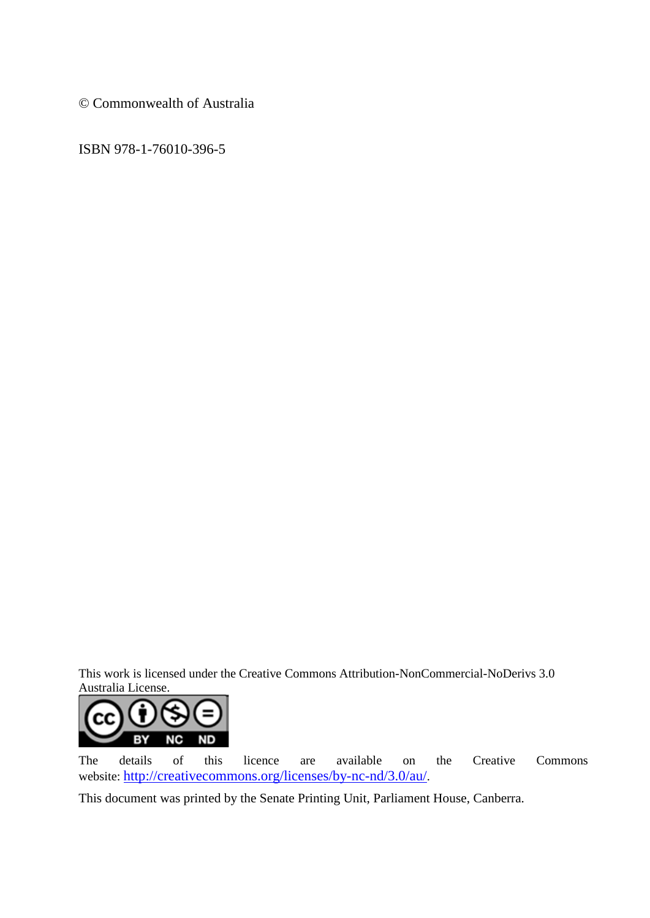© Commonwealth of Australia

ISBN 978-1-76010-396-5

This work is licensed under the Creative Commons Attribution-NonCommercial-NoDerivs 3.0 Australia License.

The details of this licence are available on the Creative Commons website: http://creativecommons.org/licenses/by-nc-nd/3.0/au/.

This document was printed by the Senate Printing Unit, Parliament House, Canberra.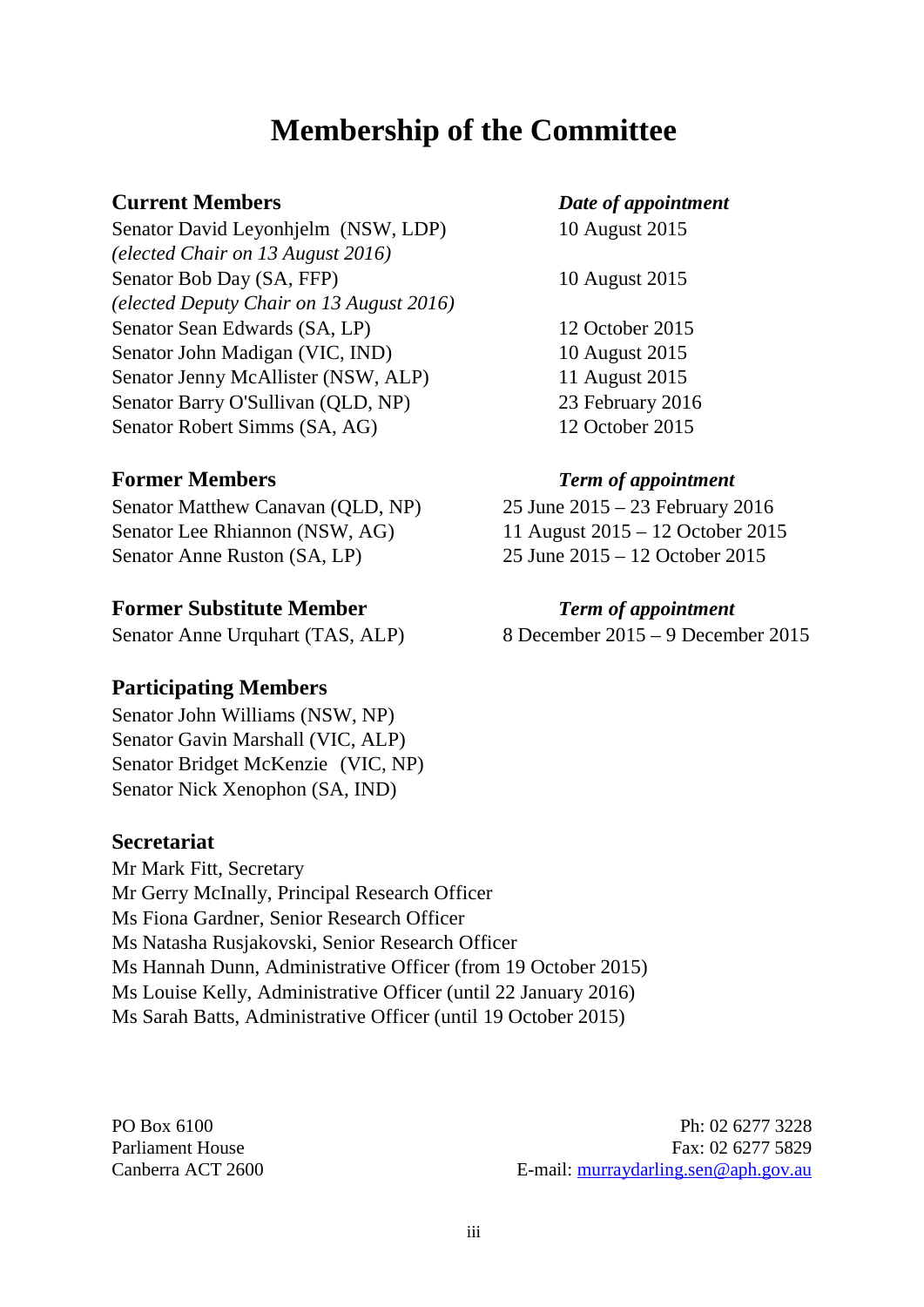# Membership of the Committee

| **Current Members** | ***Date of appointment*** |
|---|---|
| Senator David Leyonhjelm (NSW, LDP) *(elected Chair on 13 August 2016)* | 10 August 2015 |
| Senator Bob Day (SA, FFP) *(elected Deputy Chair on 13 August 2016)* | 10 August 2015 |
| Senator Sean Edwards (SA, LP) | 12 October 2015 |
| Senator John Madigan (VIC, IND) | 10 August 2015 |
| Senator Jenny McAllister (NSW, ALP) | 11 August 2015 |
| Senator Barry O'Sullivan (QLD, NP) | 23 February 2016 |
| Senator Robert Simms (SA, AG) | 12 October 2015 |

| **Former Members** | ***Term of appointment*** |
|---|---|
| Senator Matthew Canavan (QLD, NP) | 25 June 2015 – 23 February 2016 |
| Senator Lee Rhiannon (NSW, AG) | 11 August 2015 – 12 October 2015 |
| Senator Anne Ruston (SA, LP) | 25 June 2015 – 12 October 2015 |

| **Former Substitute Member** | ***Term of appointment*** |
|---|---|
| Senator Anne Urquhart (TAS, ALP) | 8 December 2015 – 9 December 2015 |

**Participating Members**

Senator John Williams (NSW, NP)
Senator Gavin Marshall (VIC, ALP)
Senator Bridget McKenzie (VIC, NP)
Senator Nick Xenophon (SA, IND)

**Secretariat**

Mr Mark Fitt, Secretary
Mr Gerry McInally, Principal Research Officer
Ms Fiona Gardner, Senior Research Officer
Ms Natasha Rusjakovski, Senior Research Officer
Ms Hannah Dunn, Administrative Officer (from 19 October 2015)
Ms Louise Kelly, Administrative Officer (until 22 January 2016)
Ms Sarah Batts, Administrative Officer (until 19 October 2015)

PO Box 6100
Parliament House
Canberra ACT 2600

Ph: 02 6277 3228
Fax: 02 6277 5829
E-mail: murraydarling.sen@aph.gov.au